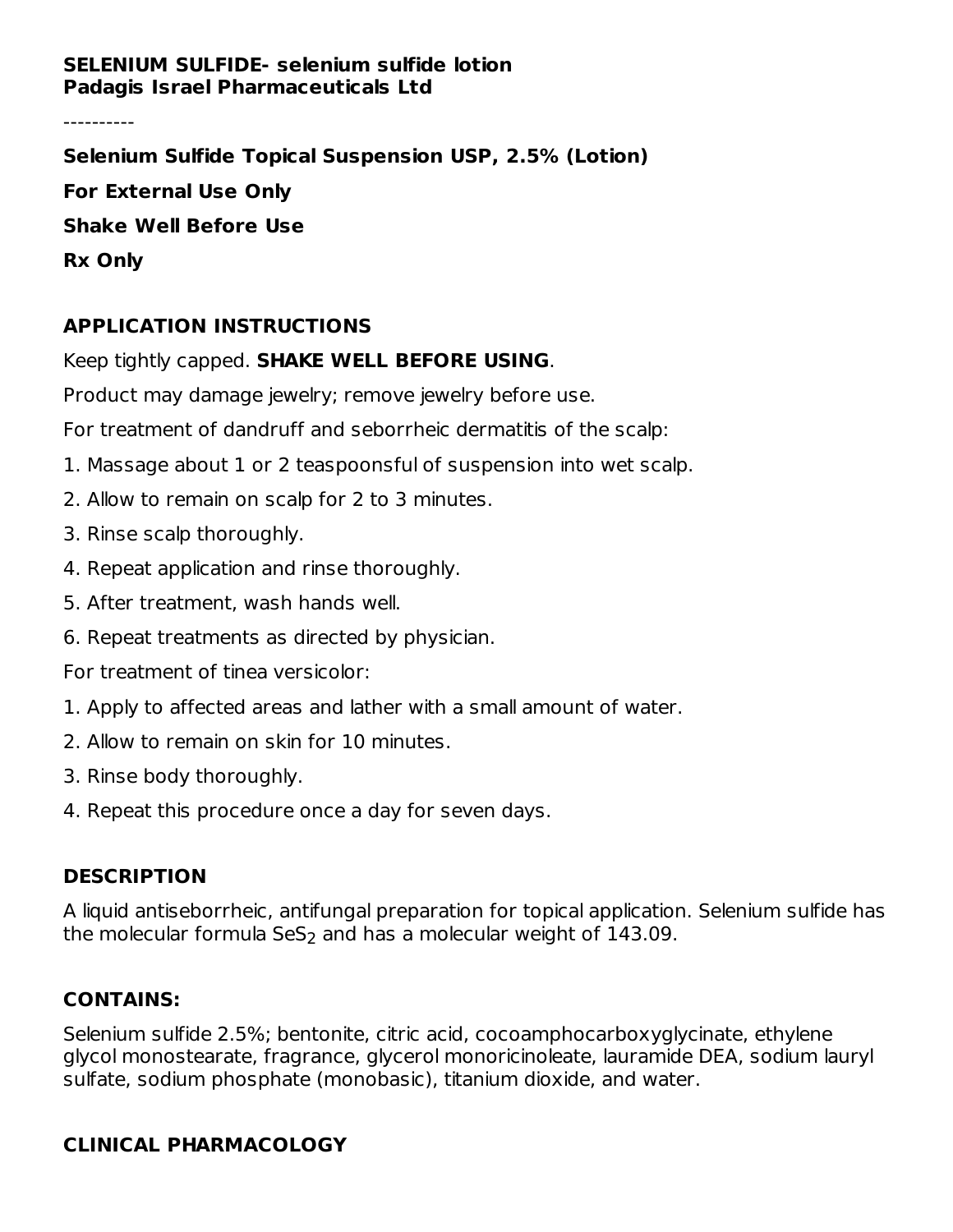**SELENIUM SULFIDE- selenium sulfide lotion**
**Padagis Israel Pharmaceuticals Ltd**

----------

**Selenium Sulfide Topical Suspension USP, 2.5% (Lotion)**

**For External Use Only**

**Shake Well Before Use**

**Rx Only**

## APPLICATION INSTRUCTIONS

Keep tightly capped. **SHAKE WELL BEFORE USING**.

Product may damage jewelry; remove jewelry before use.

For treatment of dandruff and seborrheic dermatitis of the scalp:

1. Massage about 1 or 2 teaspoonsful of suspension into wet scalp.
2. Allow to remain on scalp for 2 to 3 minutes.
3. Rinse scalp thoroughly.
4. Repeat application and rinse thoroughly.
5. After treatment, wash hands well.
6. Repeat treatments as directed by physician.

For treatment of tinea versicolor:

1. Apply to affected areas and lather with a small amount of water.
2. Allow to remain on skin for 10 minutes.
3. Rinse body thoroughly.
4. Repeat this procedure once a day for seven days.

## DESCRIPTION

A liquid antiseborrheic, antifungal preparation for topical application. Selenium sulfide has the molecular formula $SeS_2$ and has a molecular weight of 143.09.

## CONTAINS:

Selenium sulfide 2.5%; bentonite, citric acid, cocoamphocarboxyglycinate, ethylene glycol monostearate, fragrance, glycerol monoricinoleate, lauramide DEA, sodium lauryl sulfate, sodium phosphate (monobasic), titanium dioxide, and water.

## CLINICAL PHARMACOLOGY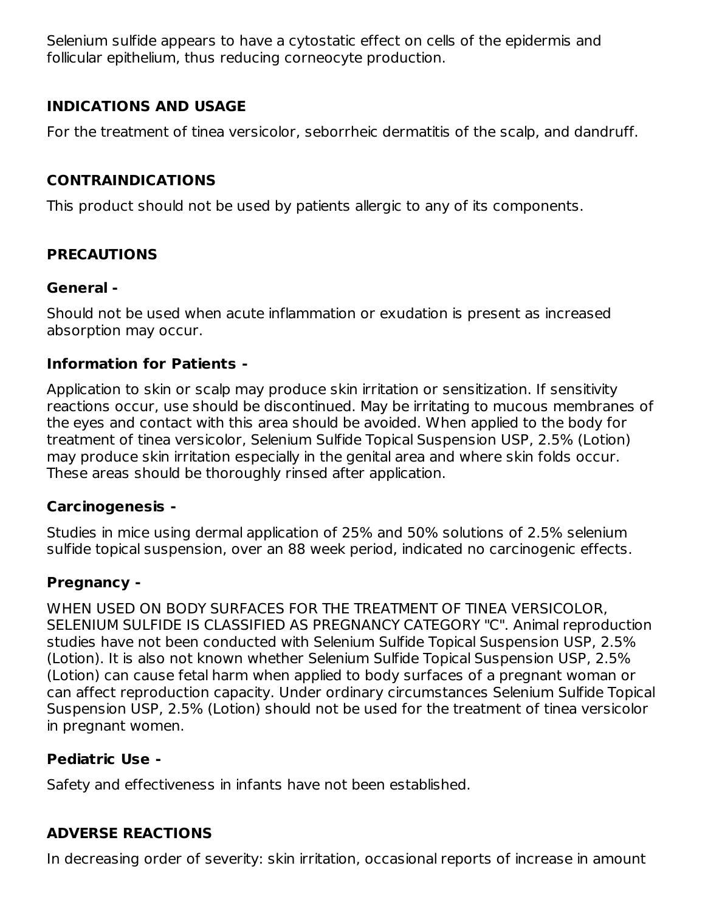Selenium sulfide appears to have a cytostatic effect on cells of the epidermis and follicular epithelium, thus reducing corneocyte production.

## INDICATIONS AND USAGE

For the treatment of tinea versicolor, seborrheic dermatitis of the scalp, and dandruff.

## CONTRAINDICATIONS

This product should not be used by patients allergic to any of its components.

## PRECAUTIONS

### General -

Should not be used when acute inflammation or exudation is present as increased absorption may occur.

### Information for Patients -

Application to skin or scalp may produce skin irritation or sensitization. If sensitivity reactions occur, use should be discontinued. May be irritating to mucous membranes of the eyes and contact with this area should be avoided. When applied to the body for treatment of tinea versicolor, Selenium Sulfide Topical Suspension USP, 2.5% (Lotion) may produce skin irritation especially in the genital area and where skin folds occur. These areas should be thoroughly rinsed after application.

### Carcinogenesis -

Studies in mice using dermal application of 25% and 50% solutions of 2.5% selenium sulfide topical suspension, over an 88 week period, indicated no carcinogenic effects.

### Pregnancy -

WHEN USED ON BODY SURFACES FOR THE TREATMENT OF TINEA VERSICOLOR, SELENIUM SULFIDE IS CLASSIFIED AS PREGNANCY CATEGORY "C". Animal reproduction studies have not been conducted with Selenium Sulfide Topical Suspension USP, 2.5% (Lotion). It is also not known whether Selenium Sulfide Topical Suspension USP, 2.5% (Lotion) can cause fetal harm when applied to body surfaces of a pregnant woman or can affect reproduction capacity. Under ordinary circumstances Selenium Sulfide Topical Suspension USP, 2.5% (Lotion) should not be used for the treatment of tinea versicolor in pregnant women.

### Pediatric Use -

Safety and effectiveness in infants have not been established.

## ADVERSE REACTIONS

In decreasing order of severity: skin irritation, occasional reports of increase in amount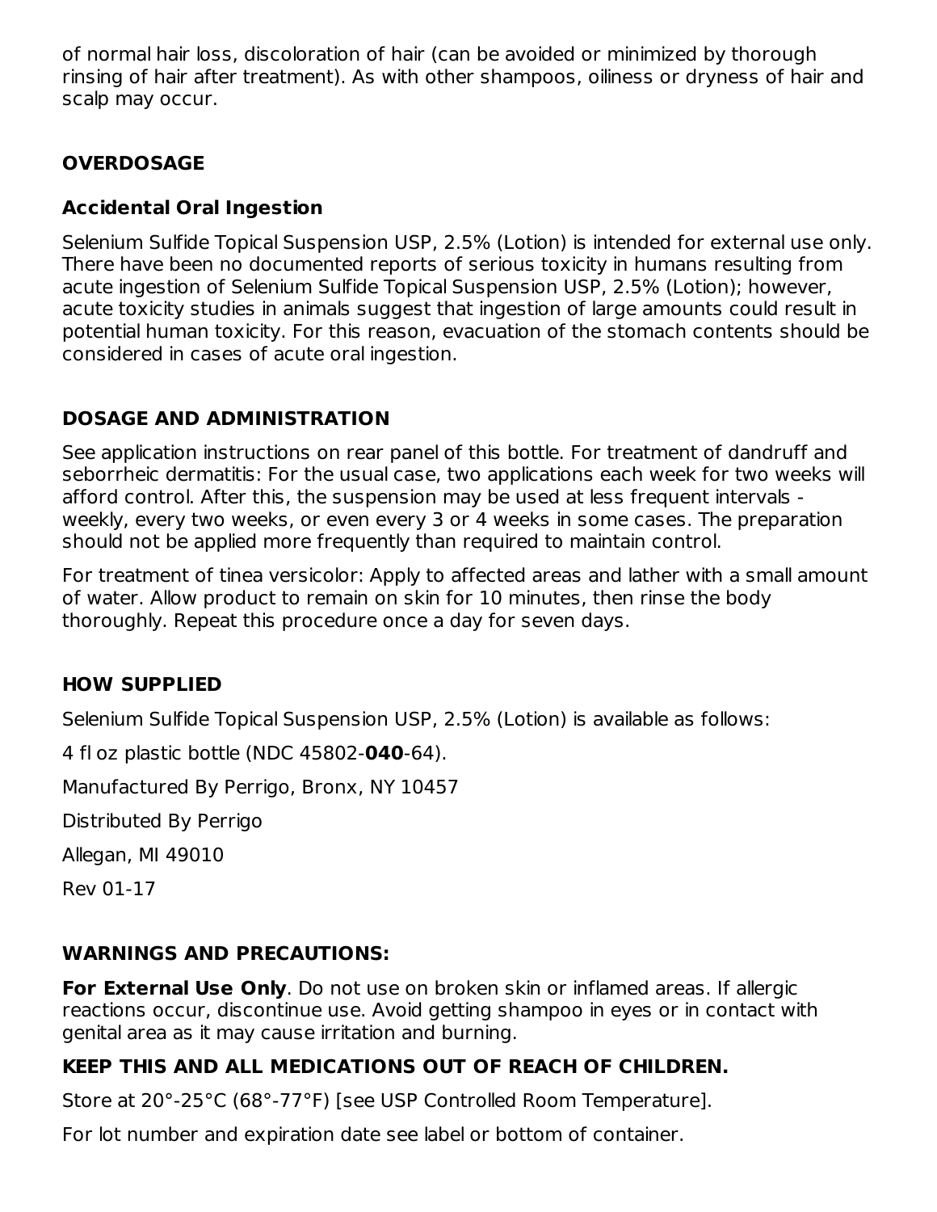of normal hair loss, discoloration of hair (can be avoided or minimized by thorough rinsing of hair after treatment). As with other shampoos, oiliness or dryness of hair and scalp may occur.

## OVERDOSAGE

### Accidental Oral Ingestion

Selenium Sulfide Topical Suspension USP, 2.5% (Lotion) is intended for external use only. There have been no documented reports of serious toxicity in humans resulting from acute ingestion of Selenium Sulfide Topical Suspension USP, 2.5% (Lotion); however, acute toxicity studies in animals suggest that ingestion of large amounts could result in potential human toxicity. For this reason, evacuation of the stomach contents should be considered in cases of acute oral ingestion.

## DOSAGE AND ADMINISTRATION

See application instructions on rear panel of this bottle. For treatment of dandruff and seborrheic dermatitis: For the usual case, two applications each week for two weeks will afford control. After this, the suspension may be used at less frequent intervals - weekly, every two weeks, or even every 3 or 4 weeks in some cases. The preparation should not be applied more frequently than required to maintain control.

For treatment of tinea versicolor: Apply to affected areas and lather with a small amount of water. Allow product to remain on skin for 10 minutes, then rinse the body thoroughly. Repeat this procedure once a day for seven days.

## HOW SUPPLIED

Selenium Sulfide Topical Suspension USP, 2.5% (Lotion) is available as follows:

4 fl oz plastic bottle (NDC 45802-**040**-64).

Manufactured By Perrigo, Bronx, NY 10457

Distributed By Perrigo

Allegan, MI 49010

Rev 01-17

## WARNINGS AND PRECAUTIONS:

**For External Use Only**. Do not use on broken skin or inflamed areas. If allergic reactions occur, discontinue use. Avoid getting shampoo in eyes or in contact with genital area as it may cause irritation and burning.

## KEEP THIS AND ALL MEDICATIONS OUT OF REACH OF CHILDREN.

Store at 20°-25°C (68°-77°F) [see USP Controlled Room Temperature].

For lot number and expiration date see label or bottom of container.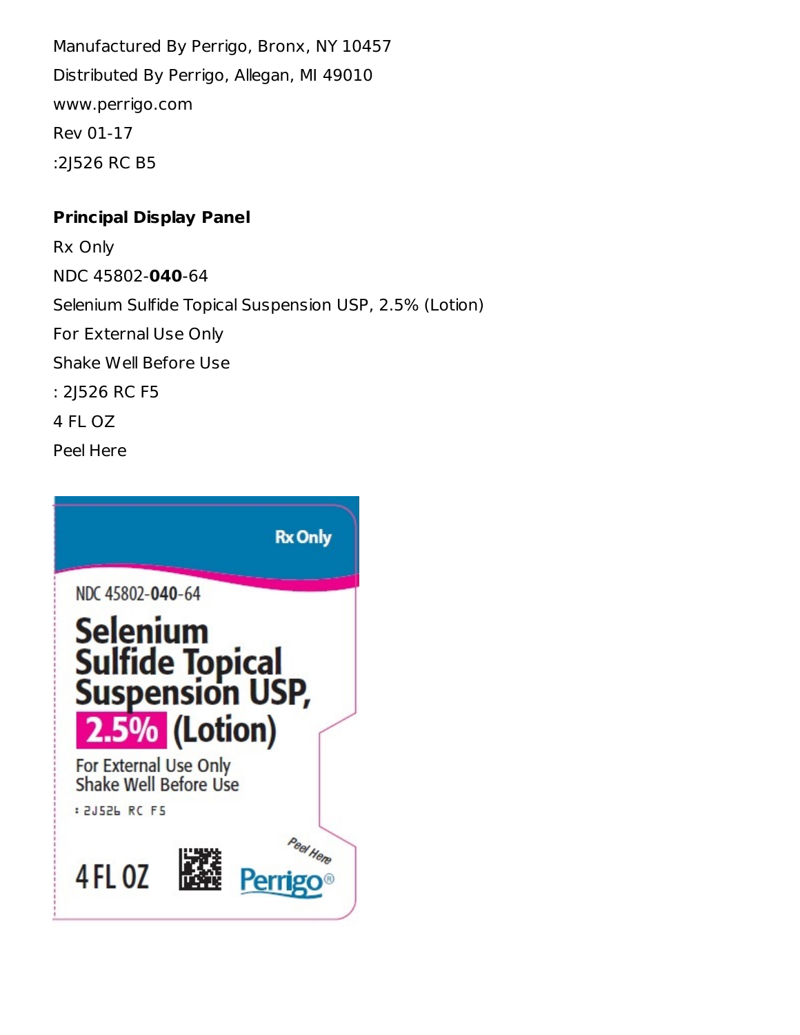Manufactured By Perrigo, Bronx, NY 10457

Distributed By Perrigo, Allegan, MI 49010

www.perrigo.com

Rev 01-17

:2J526 RC B5

**Principal Display Panel**

Rx Only

NDC 45802-**040**-64

Selenium Sulfide Topical Suspension USP, 2.5% (Lotion)

For External Use Only

Shake Well Before Use

: 2J526 RC F5

4 FL OZ

Peel Here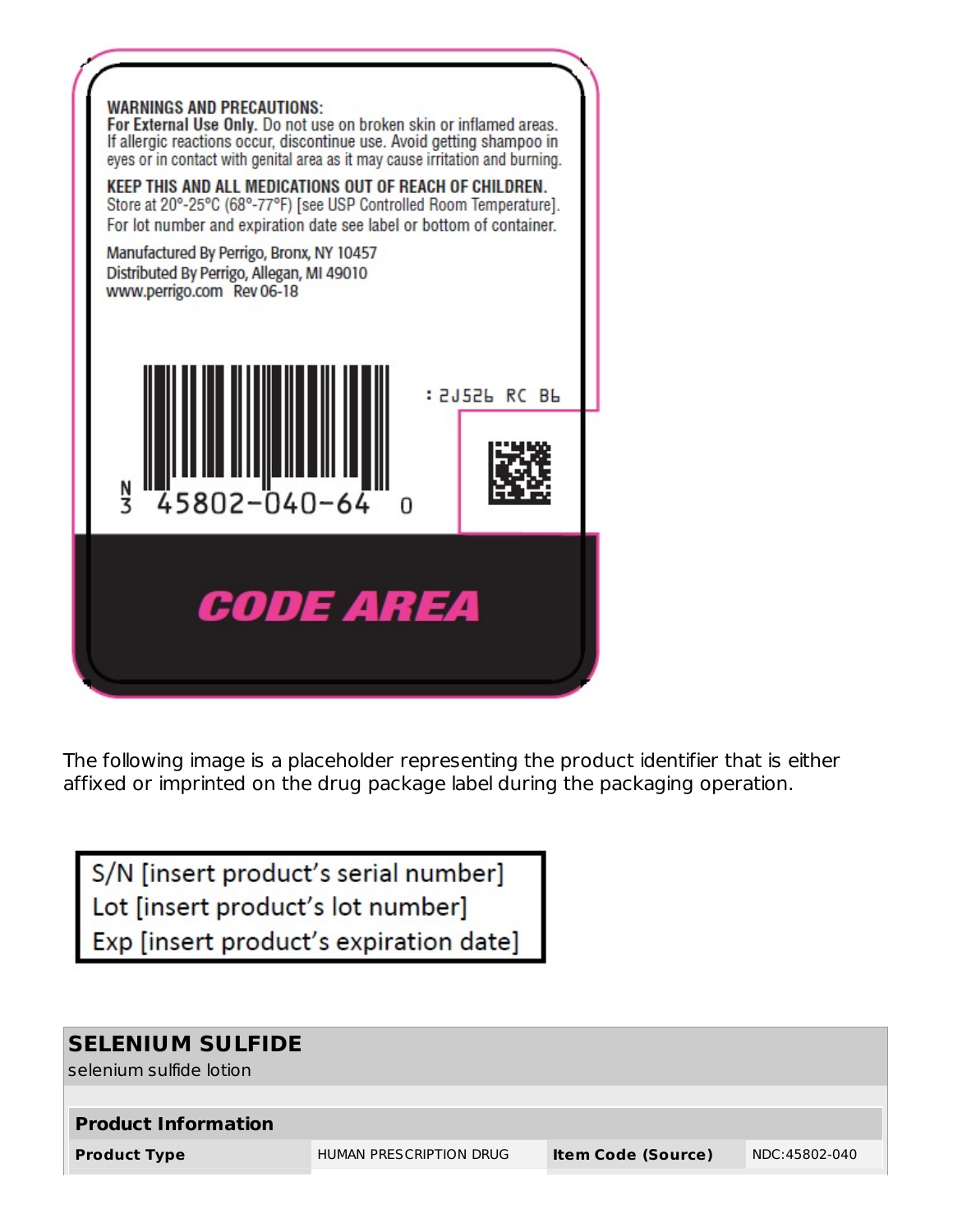**WARNINGS AND PRECAUTIONS:**
**For External Use Only.** Do not use on broken skin or inflamed areas. If allergic reactions occur, discontinue use. Avoid getting shampoo in eyes or in contact with genital area as it may cause irritation and burning.

**KEEP THIS AND ALL MEDICATIONS OUT OF REACH OF CHILDREN.**
Store at 20°-25°C (68°-77°F) [see USP Controlled Room Temperature].
For lot number and expiration date see label or bottom of container.

Manufactured By Perrigo, Bronx, NY 10457
Distributed By Perrigo, Allegan, MI 49010
www.perrigo.com Rev 06-18

: 2J526 RC B6

N
3 45802-040-64 0

CODE AREA

The following image is a placeholder representing the product identifier that is either affixed or imprinted on the drug package label during the packaging operation.

S/N [insert product's serial number]
Lot [insert product's lot number]
Exp [insert product's expiration date]

**SELENIUM SULFIDE**
selenium sulfide lotion

| **Product Information** | | | |
|---|---|---|---|
| **Product Type** | HUMAN PRESCRIPTION DRUG | **Item Code (Source)** | NDC:45802-040 |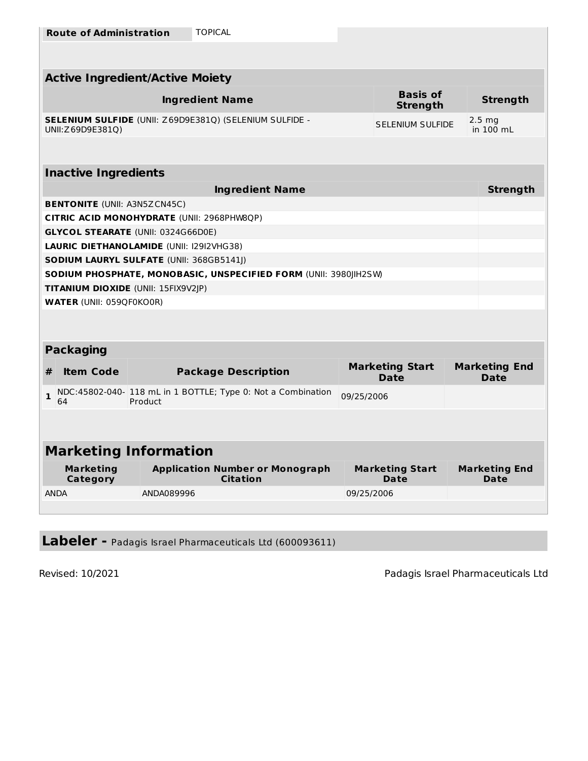| Route of Administration | TOPICAL |
| --- | --- |

| Active Ingredient/Active Moiety | | |
| --- | --- | --- |
| **Ingredient Name** | **Basis of Strength** | **Strength** |
| **SELENIUM SULFIDE** (UNII: Z69D9E381Q) (SELENIUM SULFIDE - UNII:Z69D9E381Q) | SELENIUM SULFIDE | 2.5 mg in 100 mL |

| Inactive Ingredients | |
| --- | --- |
| **Ingredient Name** | **Strength** |
| **BENTONITE** (UNII: A3N5ZCN45C) | |
| **CITRIC ACID MONOHYDRATE** (UNII: 2968PHW8QP) | |
| **GLYCOL STEARATE** (UNII: 0324G66D0E) | |
| **LAURIC DIETHANOLAMIDE** (UNII: I29I2VHG38) | |
| **SODIUM LAURYL SULFATE** (UNII: 368GB5141J) | |
| **SODIUM PHOSPHATE, MONOBASIC, UNSPECIFIED FORM** (UNII: 3980JIH2SW) | |
| **TITANIUM DIOXIDE** (UNII: 15FIX9V2JP) | |
| **WATER** (UNII: 059QF0KO0R) | |

| Packaging | | | | |
| --- | --- | --- | --- | --- |
| **#** | **Item Code** | **Package Description** | **Marketing Start Date** | **Marketing End Date** |
| 1 | NDC:45802-040-64 | 118 mL in 1 BOTTLE; Type 0: Not a Combination Product | 09/25/2006 | |

| Marketing Information | | | |
| --- | --- | --- | --- |
| **Marketing Category** | **Application Number or Monograph Citation** | **Marketing Start Date** | **Marketing End Date** |
| ANDA | ANDA089996 | 09/25/2006 | |

## Labeler - Padagis Israel Pharmaceuticals Ltd (600093611)

Revised: 10/2021

Padagis Israel Pharmaceuticals Ltd